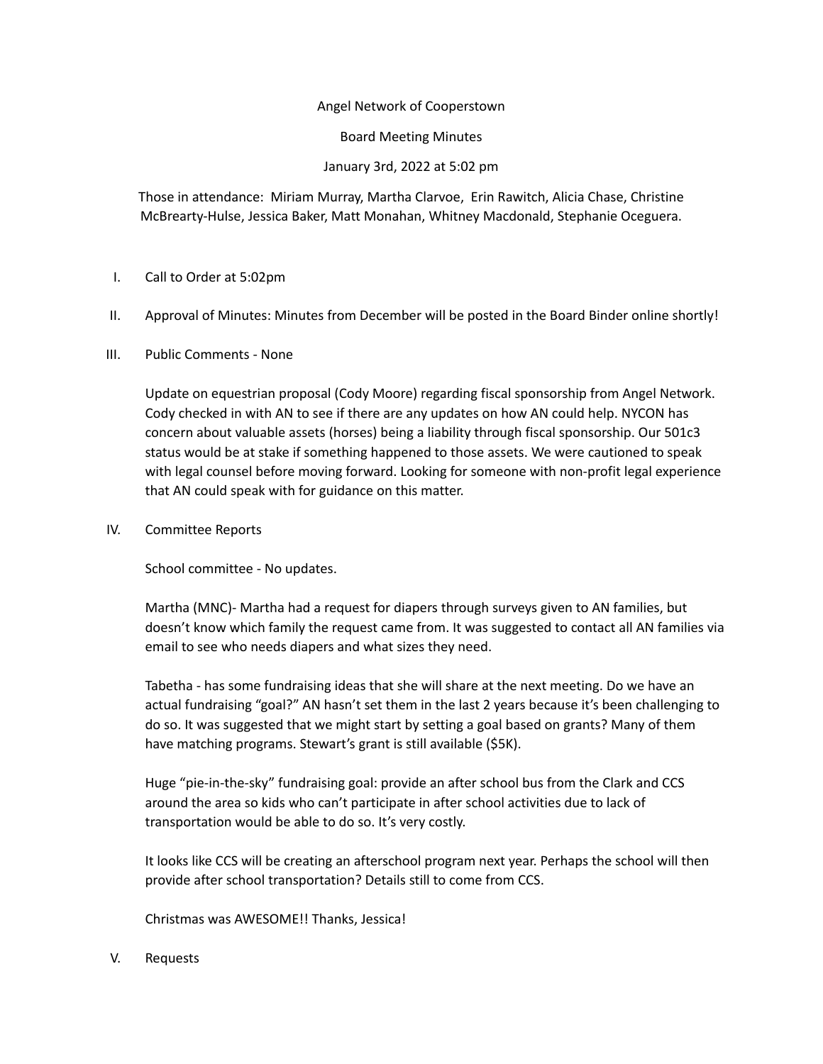Angel Network of Cooperstown

Board Meeting Minutes

January 3rd, 2022 at 5:02 pm

Those in attendance: Miriam Murray, Martha Clarvoe, Erin Rawitch, Alicia Chase, Christine McBrearty-Hulse, Jessica Baker, Matt Monahan, Whitney Macdonald, Stephanie Oceguera.

I. Call to Order at 5:02pm

II. Approval of Minutes: Minutes from December will be posted in the Board Binder online shortly!

III. Public Comments - None

Update on equestrian proposal (Cody Moore) regarding fiscal sponsorship from Angel Network. Cody checked in with AN to see if there are any updates on how AN could help. NYCON has concern about valuable assets (horses) being a liability through fiscal sponsorship. Our 501c3 status would be at stake if something happened to those assets. We were cautioned to speak with legal counsel before moving forward. Looking for someone with non-profit legal experience that AN could speak with for guidance on this matter.

IV. Committee Reports

School committee - No updates.

Martha (MNC)- Martha had a request for diapers through surveys given to AN families, but doesn't know which family the request came from. It was suggested to contact all AN families via email to see who needs diapers and what sizes they need.

Tabetha - has some fundraising ideas that she will share at the next meeting. Do we have an actual fundraising "goal?" AN hasn't set them in the last 2 years because it's been challenging to do so. It was suggested that we might start by setting a goal based on grants? Many of them have matching programs. Stewart's grant is still available ($5K).

Huge "pie-in-the-sky" fundraising goal: provide an after school bus from the Clark and CCS around the area so kids who can't participate in after school activities due to lack of transportation would be able to do so. It's very costly.

It looks like CCS will be creating an afterschool program next year. Perhaps the school will then provide after school transportation? Details still to come from CCS.

Christmas was AWESOME!! Thanks, Jessica!

V. Requests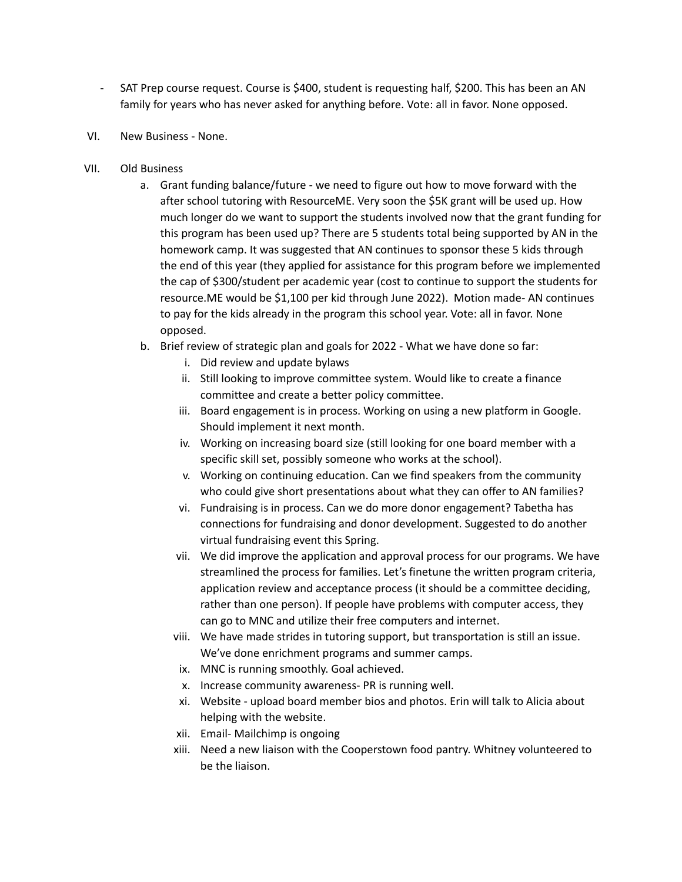- SAT Prep course request. Course is $400, student is requesting half, $200. This has been an AN family for years who has never asked for anything before. Vote: all in favor. None opposed.

VI. New Business - None.

VII. Old Business

a. Grant funding balance/future - we need to figure out how to move forward with the after school tutoring with ResourceME. Very soon the $5K grant will be used up. How much longer do we want to support the students involved now that the grant funding for this program has been used up? There are 5 students total being supported by AN in the homework camp. It was suggested that AN continues to sponsor these 5 kids through the end of this year (they applied for assistance for this program before we implemented the cap of $300/student per academic year (cost to continue to support the students for resource.ME would be $1,100 per kid through June 2022). Motion made- AN continues to pay for the kids already in the program this school year. Vote: all in favor. None opposed.

b. Brief review of strategic plan and goals for 2022 - What we have done so far:

   i. Did review and update bylaws
   ii. Still looking to improve committee system. Would like to create a finance committee and create a better policy committee.
   iii. Board engagement is in process. Working on using a new platform in Google. Should implement it next month.
   iv. Working on increasing board size (still looking for one board member with a specific skill set, possibly someone who works at the school).
   v. Working on continuing education. Can we find speakers from the community who could give short presentations about what they can offer to AN families?
   vi. Fundraising is in process. Can we do more donor engagement? Tabetha has connections for fundraising and donor development. Suggested to do another virtual fundraising event this Spring.
   vii. We did improve the application and approval process for our programs. We have streamlined the process for families. Let's finetune the written program criteria, application review and acceptance process (it should be a committee deciding, rather than one person). If people have problems with computer access, they can go to MNC and utilize their free computers and internet.
   viii. We have made strides in tutoring support, but transportation is still an issue. We've done enrichment programs and summer camps.
   ix. MNC is running smoothly. Goal achieved.
   x. Increase community awareness- PR is running well.
   xi. Website - upload board member bios and photos. Erin will talk to Alicia about helping with the website.
   xii. Email- Mailchimp is ongoing
   xiii. Need a new liaison with the Cooperstown food pantry. Whitney volunteered to be the liaison.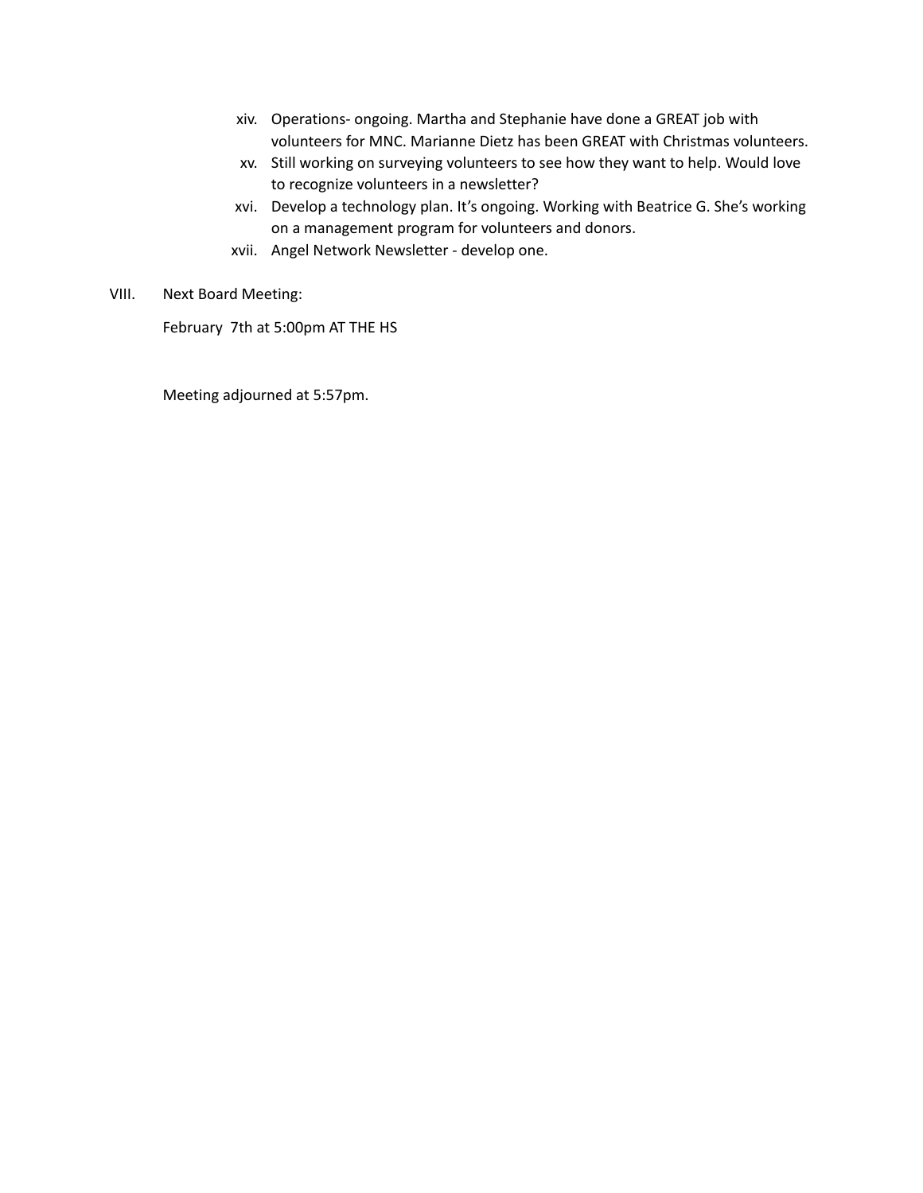xiv. Operations- ongoing. Martha and Stephanie have done a GREAT job with volunteers for MNC. Marianne Dietz has been GREAT with Christmas volunteers.

xv. Still working on surveying volunteers to see how they want to help. Would love to recognize volunteers in a newsletter?

xvi. Develop a technology plan. It's ongoing. Working with Beatrice G. She's working on a management program for volunteers and donors.

xvii. Angel Network Newsletter - develop one.

VIII. Next Board Meeting:

February 7th at 5:00pm AT THE HS

Meeting adjourned at 5:57pm.